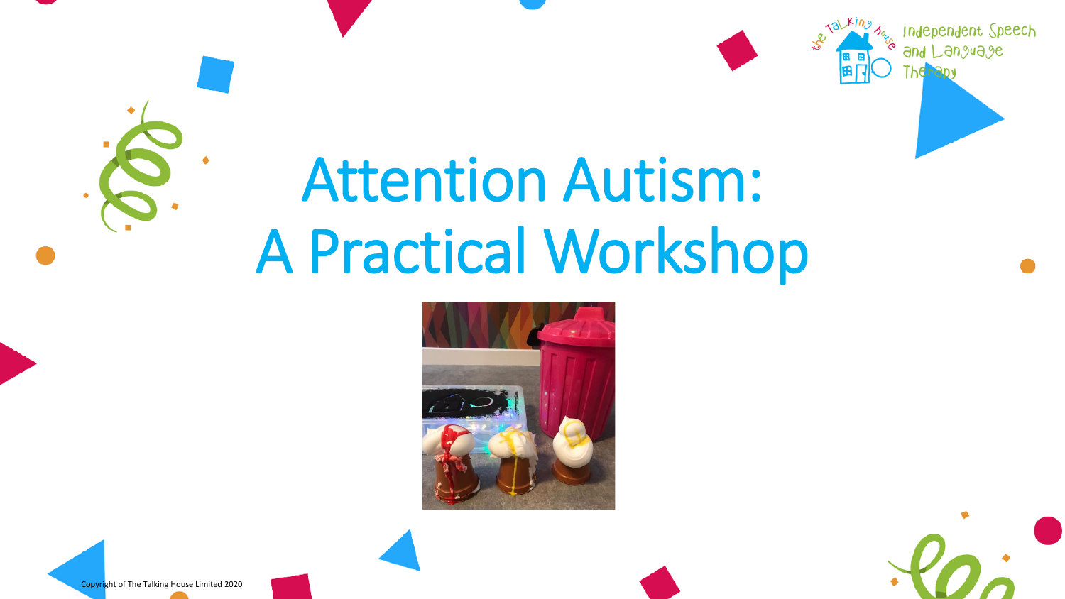# Attention Autism: A Practical Workshop

the Talking house Independent Speech and Language Therapy

Copyright of The Talking House Limited 2020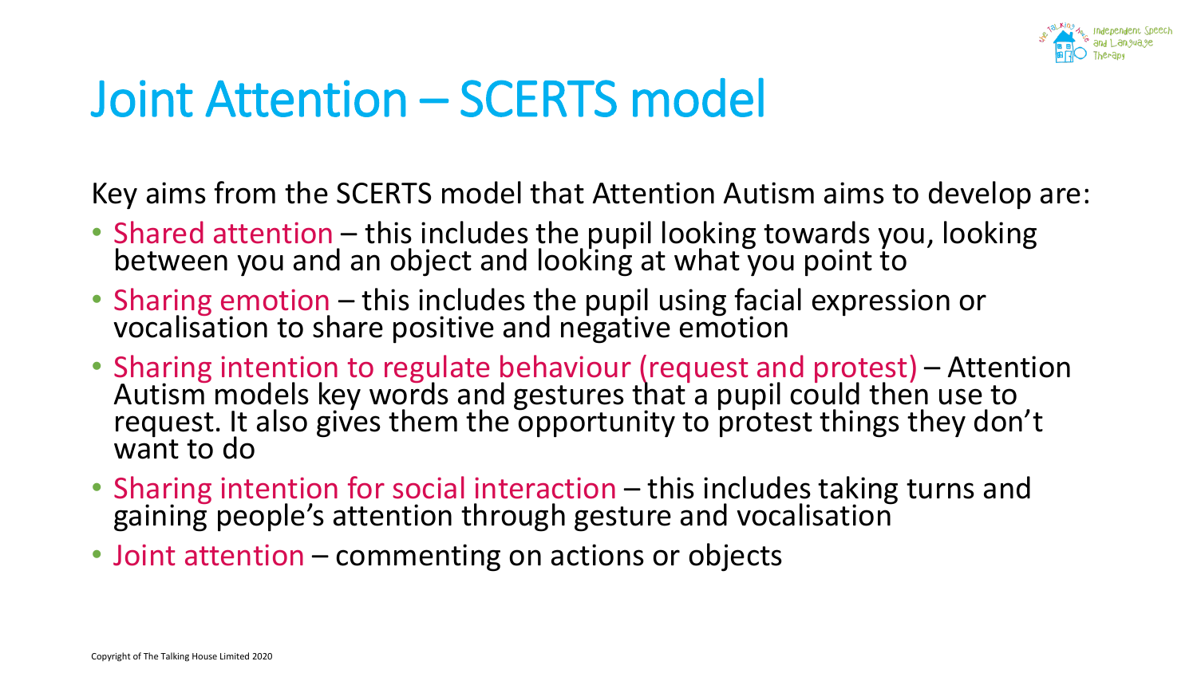# Joint Attention – SCERTS model

Key aims from the SCERTS model that Attention Autism aims to develop are:

- Shared attention – this includes the pupil looking towards you, looking between you and an object and looking at what you point to
- Sharing emotion – this includes the pupil using facial expression or vocalisation to share positive and negative emotion
- Sharing intention to regulate behaviour (request and protest) – Attention Autism models key words and gestures that a pupil could then use to request. It also gives them the opportunity to protest things they don't want to do
- Sharing intention for social interaction – this includes taking turns and gaining people's attention through gesture and vocalisation
- Joint attention – commenting on actions or objects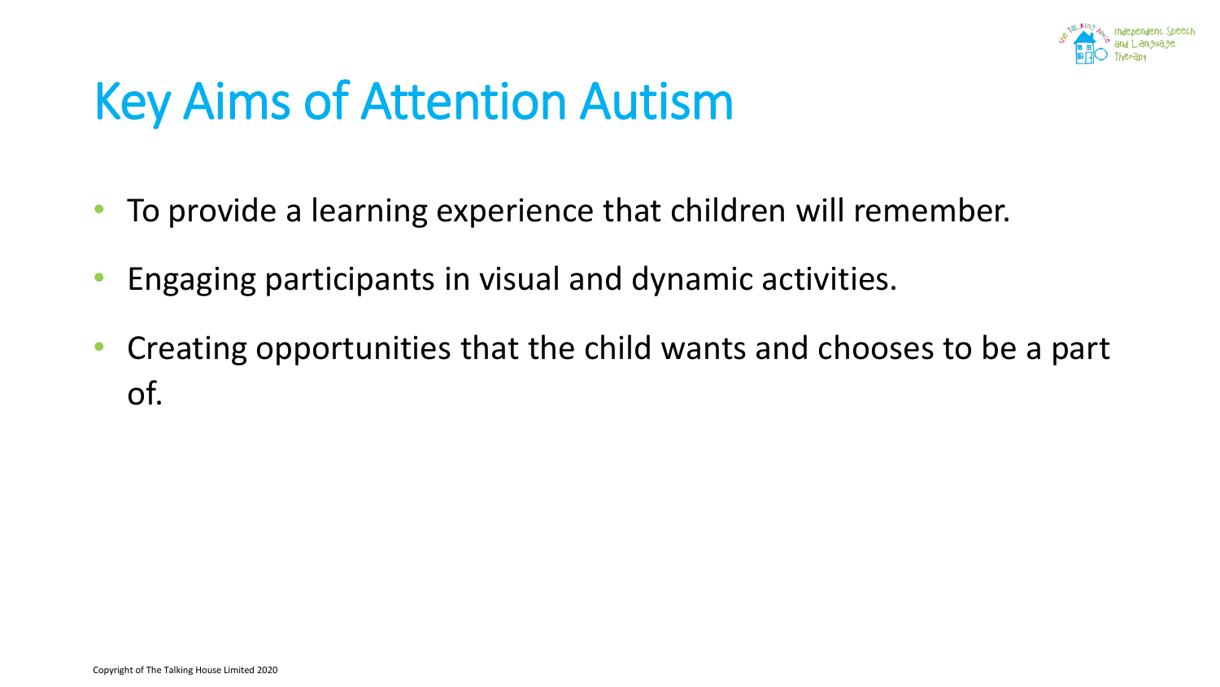# Key Aims of Attention Autism

- To provide a learning experience that children will remember.
- Engaging participants in visual and dynamic activities.
- Creating opportunities that the child wants and chooses to be a part of.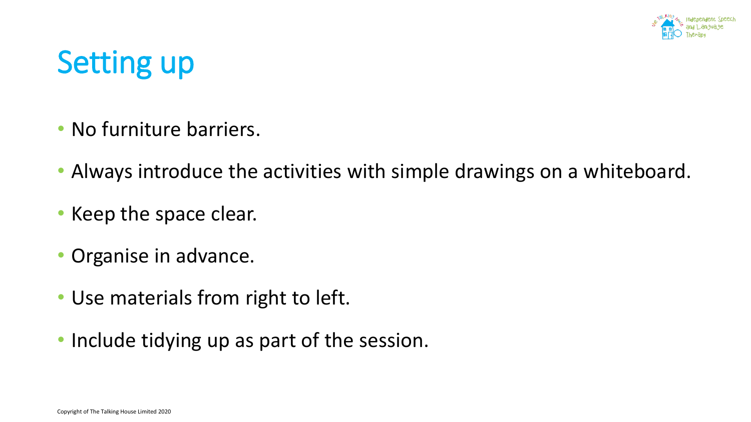# Setting up

- No furniture barriers.
- Always introduce the activities with simple drawings on a whiteboard.
- Keep the space clear.
- Organise in advance.
- Use materials from right to left.
- Include tidying up as part of the session.

Copyright of The Talking House Limited 2020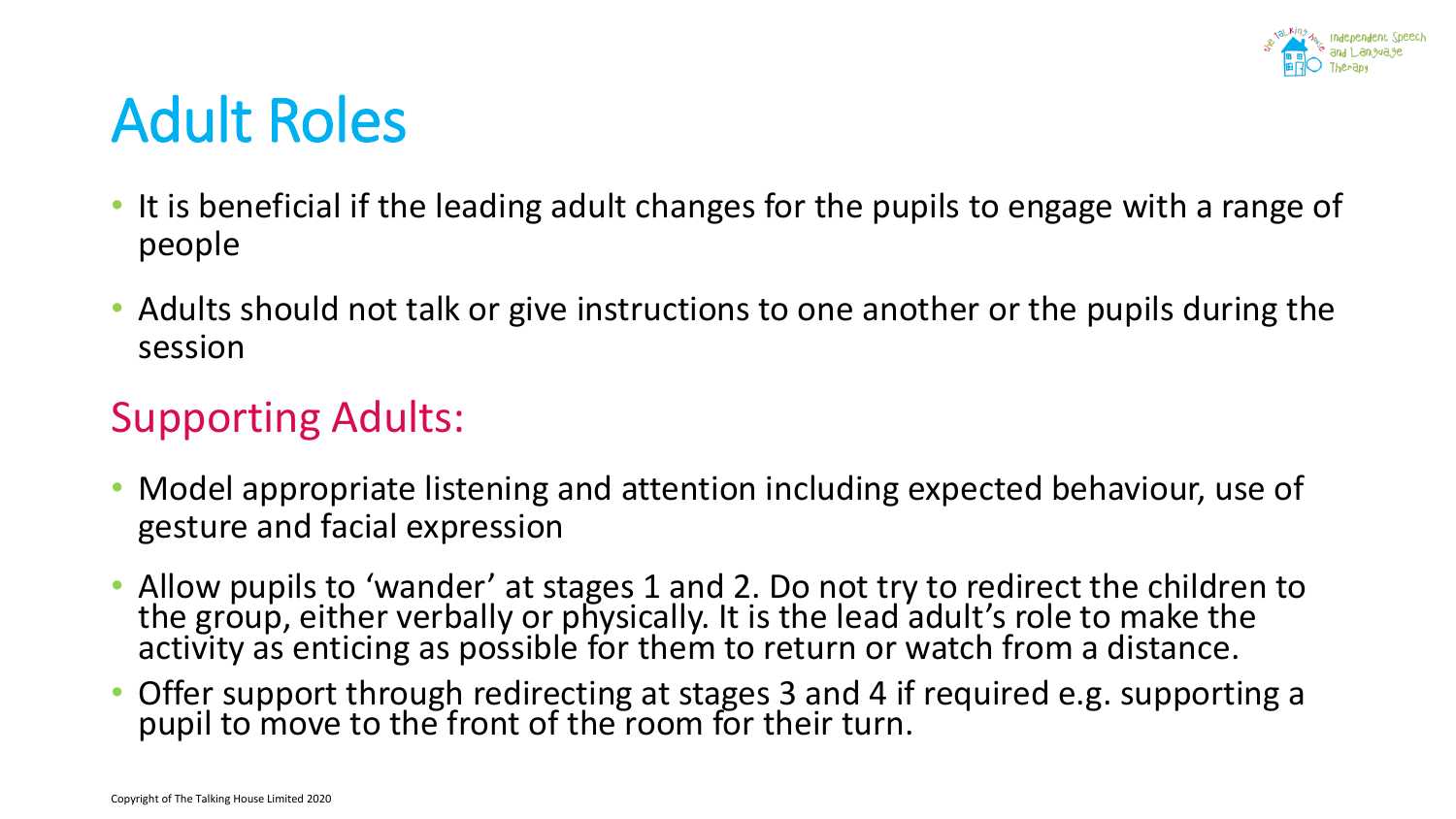# Adult Roles

- It is beneficial if the leading adult changes for the pupils to engage with a range of people
- Adults should not talk or give instructions to one another or the pupils during the session

## Supporting Adults:

- Model appropriate listening and attention including expected behaviour, use of gesture and facial expression
- Allow pupils to 'wander' at stages 1 and 2. Do not try to redirect the children to the group, either verbally or physically. It is the lead adult's role to make the activity as enticing as possible for them to return or watch from a distance.
- Offer support through redirecting at stages 3 and 4 if required e.g. supporting a pupil to move to the front of the room for their turn.

Copyright of The Talking House Limited 2020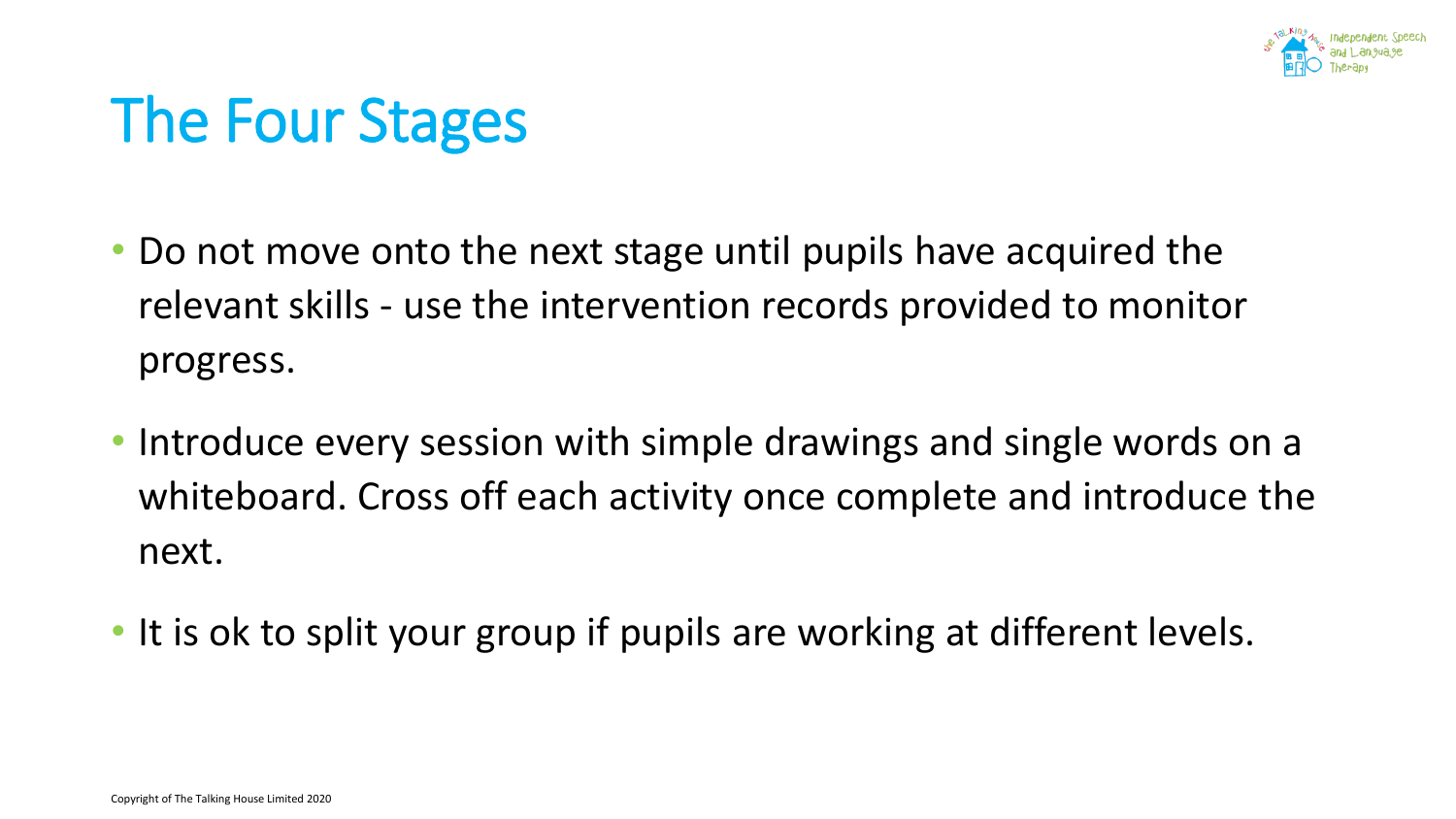# The Four Stages

- Do not move onto the next stage until pupils have acquired the relevant skills - use the intervention records provided to monitor progress.
- Introduce every session with simple drawings and single words on a whiteboard. Cross off each activity once complete and introduce the next.
- It is ok to split your group if pupils are working at different levels.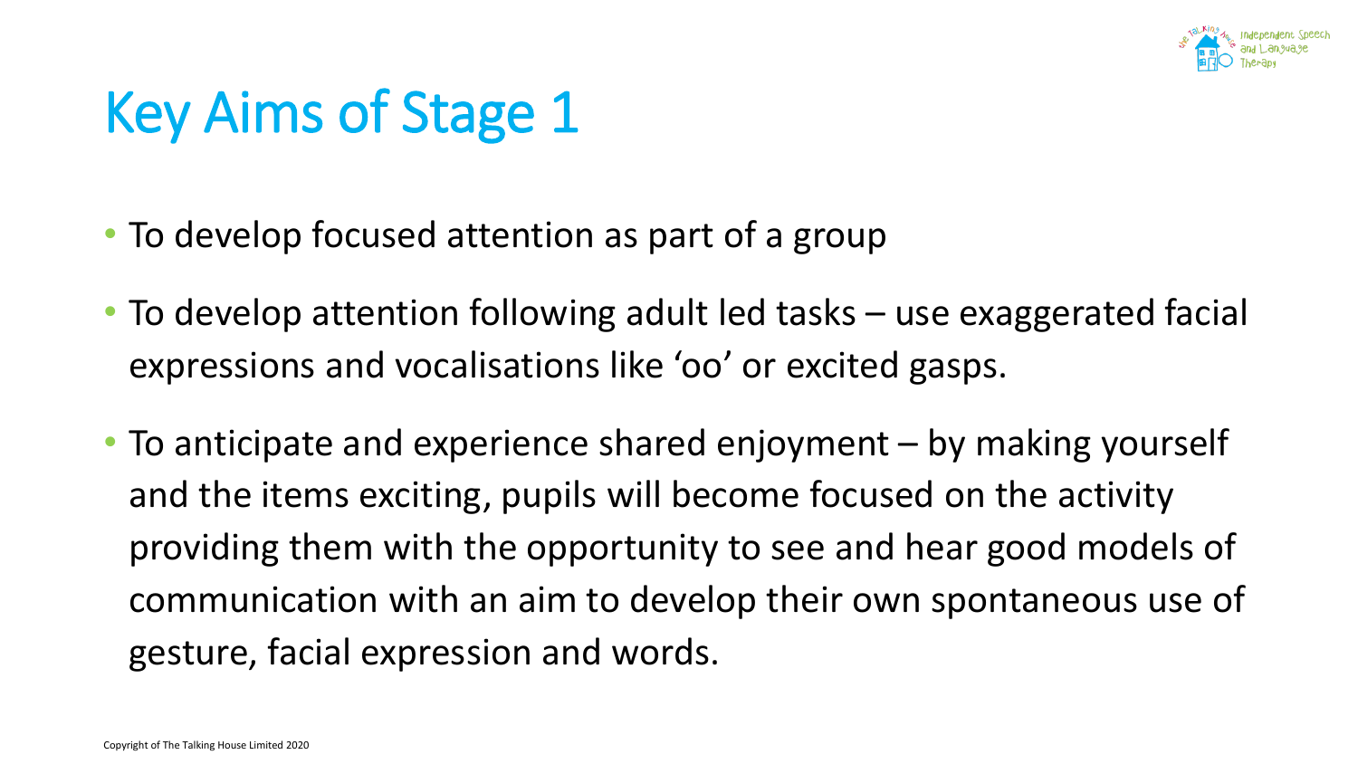# Key Aims of Stage 1

- To develop focused attention as part of a group
- To develop attention following adult led tasks – use exaggerated facial expressions and vocalisations like 'oo' or excited gasps.
- To anticipate and experience shared enjoyment – by making yourself and the items exciting, pupils will become focused on the activity providing them with the opportunity to see and hear good models of communication with an aim to develop their own spontaneous use of gesture, facial expression and words.

Copyright of The Talking House Limited 2020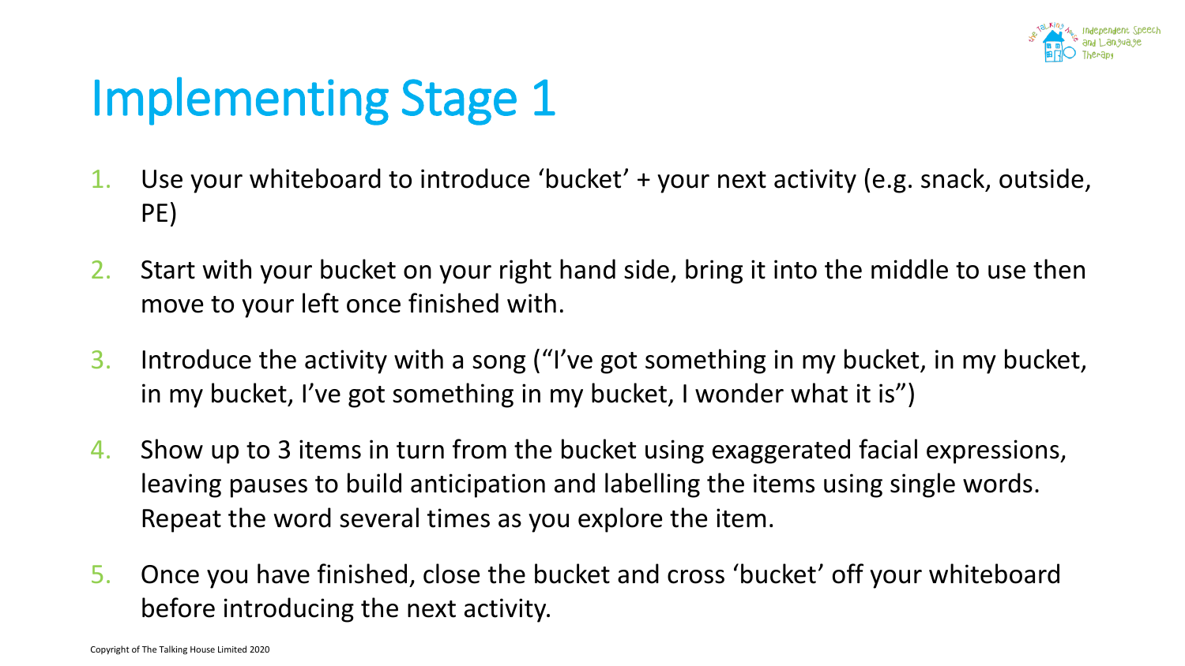# Implementing Stage 1

1. Use your whiteboard to introduce 'bucket' + your next activity (e.g. snack, outside, PE)
2. Start with your bucket on your right hand side, bring it into the middle to use then move to your left once finished with.
3. Introduce the activity with a song ("I've got something in my bucket, in my bucket, in my bucket, I've got something in my bucket, I wonder what it is")
4. Show up to 3 items in turn from the bucket using exaggerated facial expressions, leaving pauses to build anticipation and labelling the items using single words. Repeat the word several times as you explore the item.
5. Once you have finished, close the bucket and cross 'bucket' off your whiteboard before introducing the next activity.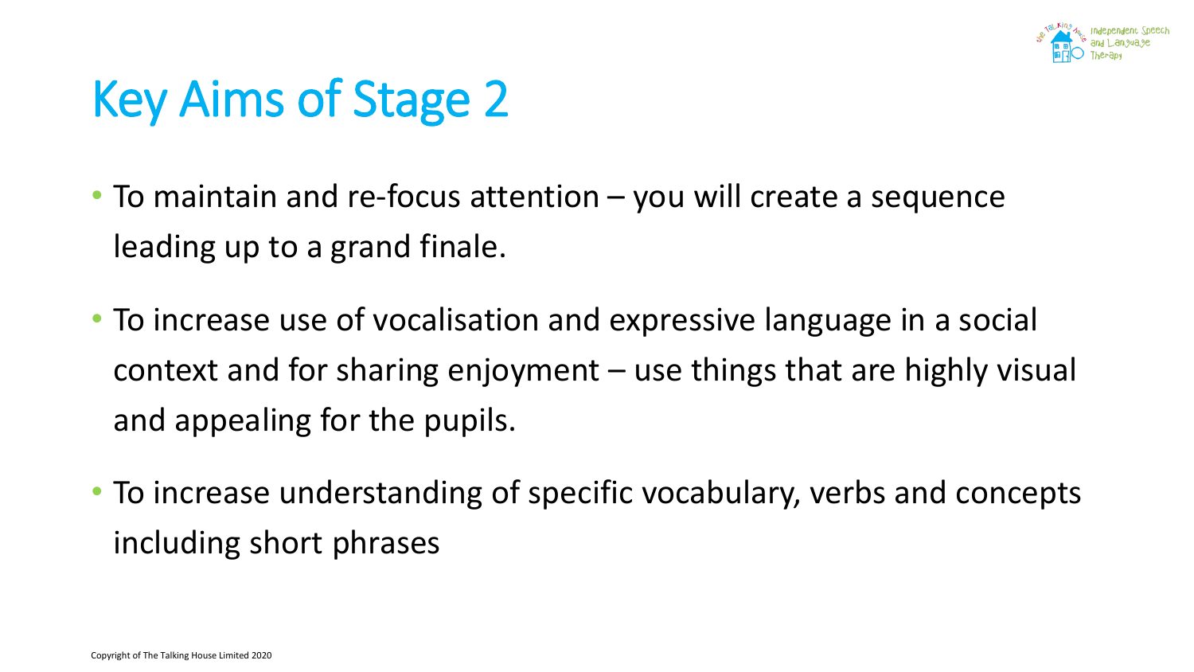# Key Aims of Stage 2

- To maintain and re-focus attention – you will create a sequence leading up to a grand finale.
- To increase use of vocalisation and expressive language in a social context and for sharing enjoyment – use things that are highly visual and appealing for the pupils.
- To increase understanding of specific vocabulary, verbs and concepts including short phrases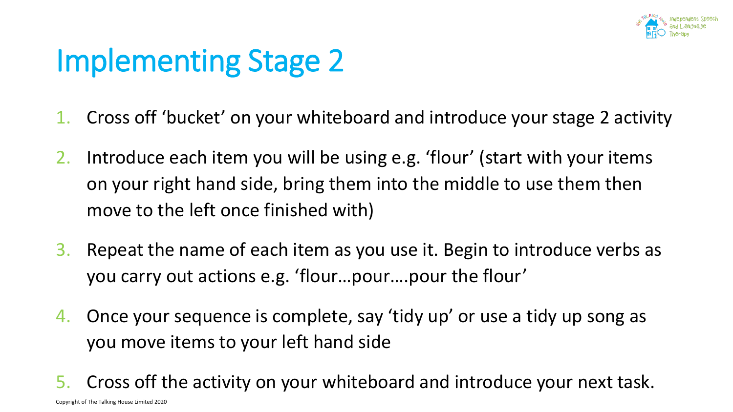# Implementing Stage 2

1. Cross off 'bucket' on your whiteboard and introduce your stage 2 activity
2. Introduce each item you will be using e.g. 'flour' (start with your items on your right hand side, bring them into the middle to use them then move to the left once finished with)
3. Repeat the name of each item as you use it. Begin to introduce verbs as you carry out actions e.g. 'flour…pour….pour the flour'
4. Once your sequence is complete, say 'tidy up' or use a tidy up song as you move items to your left hand side
5. Cross off the activity on your whiteboard and introduce your next task.

Copyright of The Talking House Limited 2020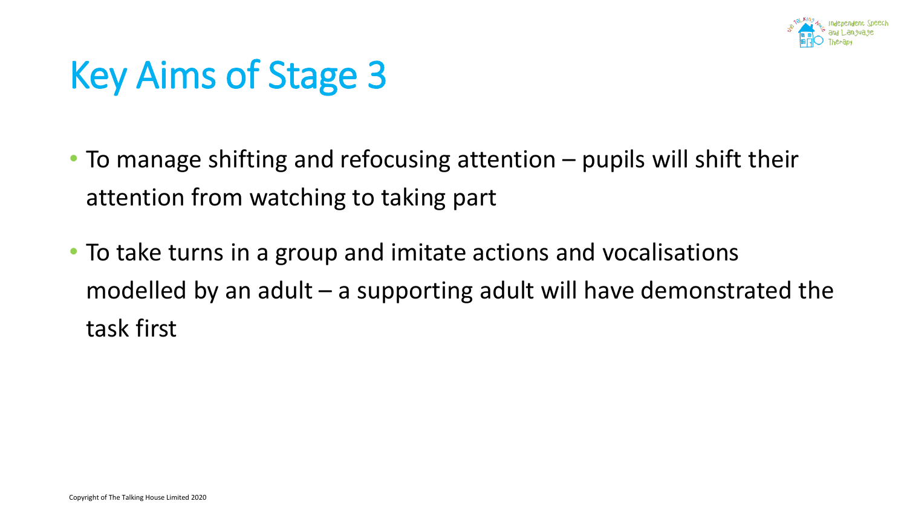# Key Aims of Stage 3

- To manage shifting and refocusing attention – pupils will shift their attention from watching to taking part
- To take turns in a group and imitate actions and vocalisations modelled by an adult – a supporting adult will have demonstrated the task first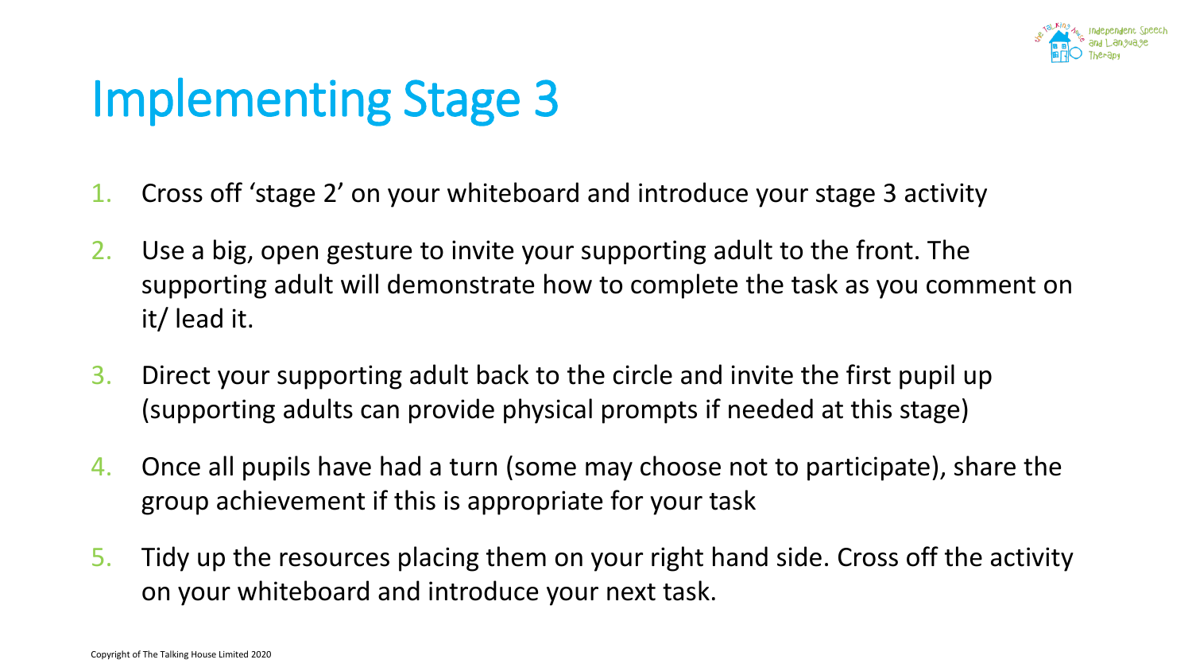# Implementing Stage 3

1. Cross off 'stage 2' on your whiteboard and introduce your stage 3 activity
2. Use a big, open gesture to invite your supporting adult to the front. The supporting adult will demonstrate how to complete the task as you comment on it/ lead it.
3. Direct your supporting adult back to the circle and invite the first pupil up (supporting adults can provide physical prompts if needed at this stage)
4. Once all pupils have had a turn (some may choose not to participate), share the group achievement if this is appropriate for your task
5. Tidy up the resources placing them on your right hand side. Cross off the activity on your whiteboard and introduce your next task.

Copyright of The Talking House Limited 2020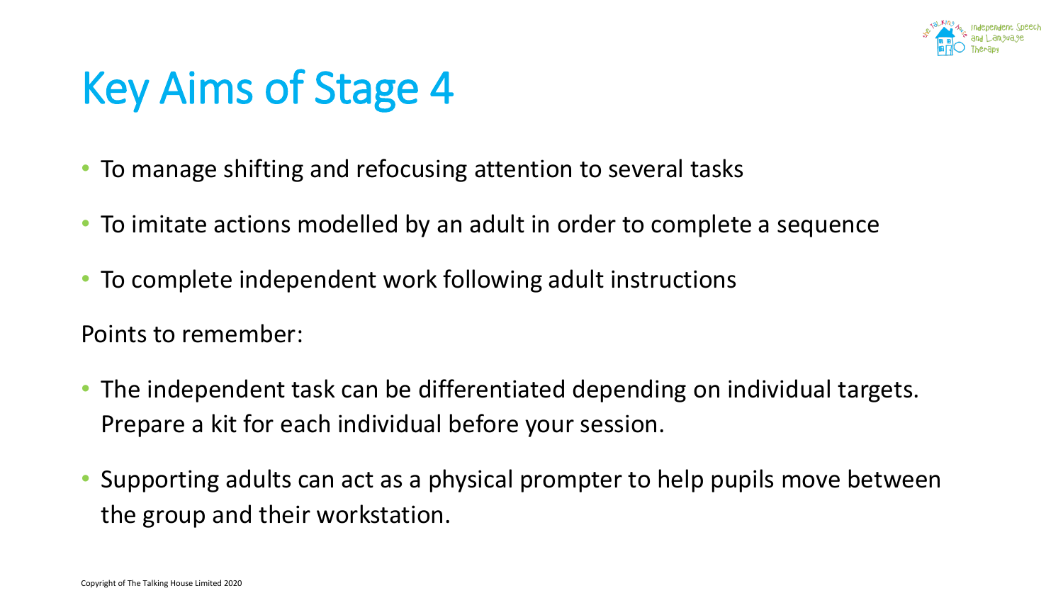# Key Aims of Stage 4

- To manage shifting and refocusing attention to several tasks
- To imitate actions modelled by an adult in order to complete a sequence
- To complete independent work following adult instructions

Points to remember:

- The independent task can be differentiated depending on individual targets. Prepare a kit for each individual before your session.
- Supporting adults can act as a physical prompter to help pupils move between the group and their workstation.

Copyright of The Talking House Limited 2020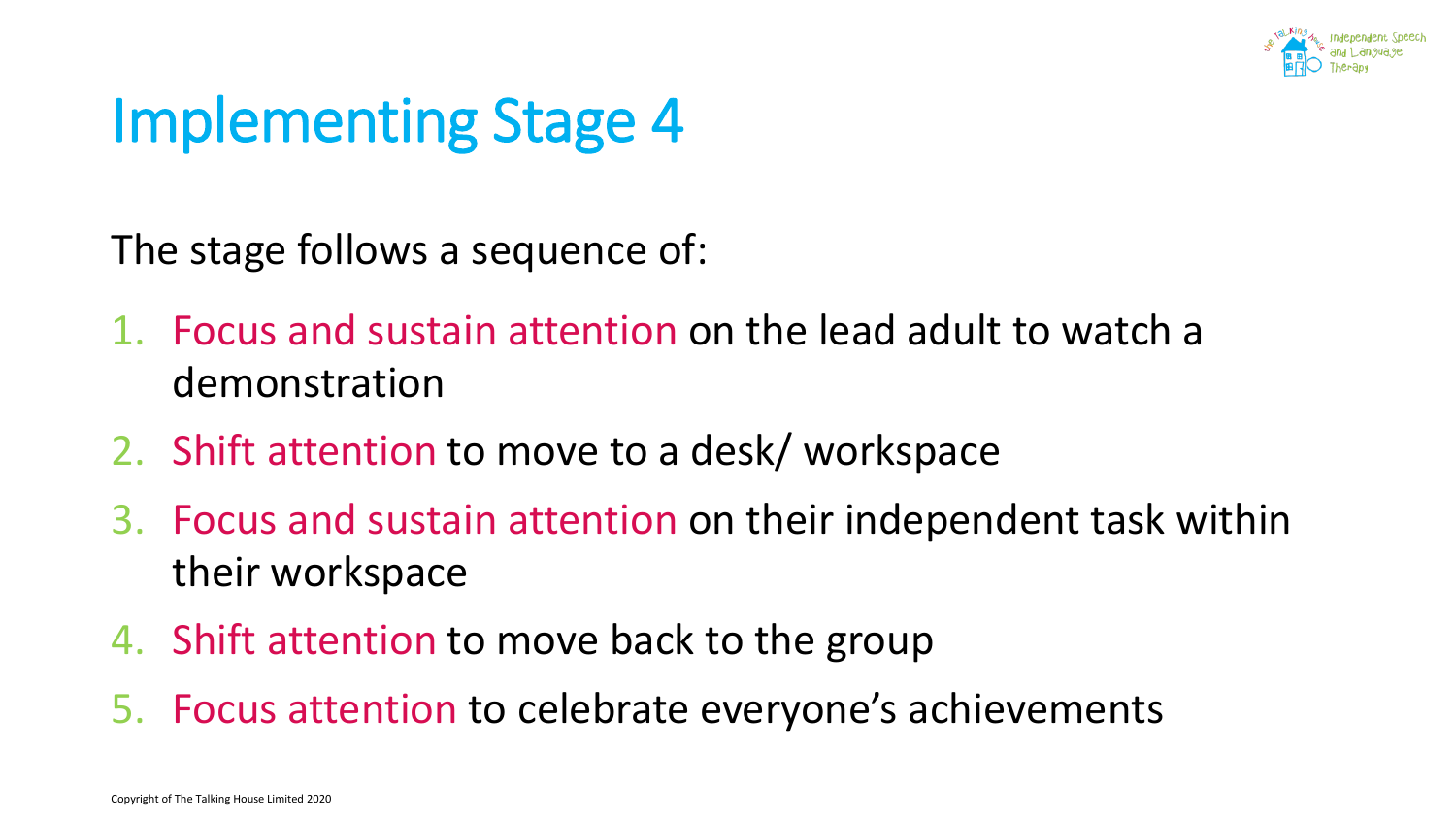# Implementing Stage 4

The stage follows a sequence of:

1. Focus and sustain attention on the lead adult to watch a demonstration
2. Shift attention to move to a desk/ workspace
3. Focus and sustain attention on their independent task within their workspace
4. Shift attention to move back to the group
5. Focus attention to celebrate everyone's achievements

Copyright of The Talking House Limited 2020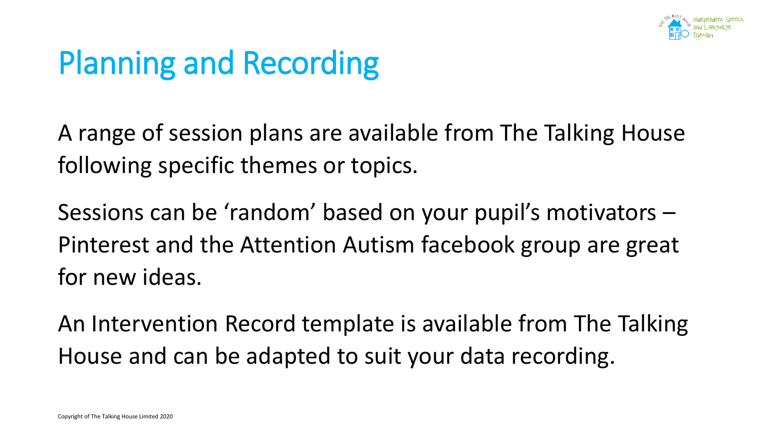# Planning and Recording

A range of session plans are available from The Talking House following specific themes or topics.

Sessions can be 'random' based on your pupil's motivators – Pinterest and the Attention Autism facebook group are great for new ideas.

An Intervention Record template is available from The Talking House and can be adapted to suit your data recording.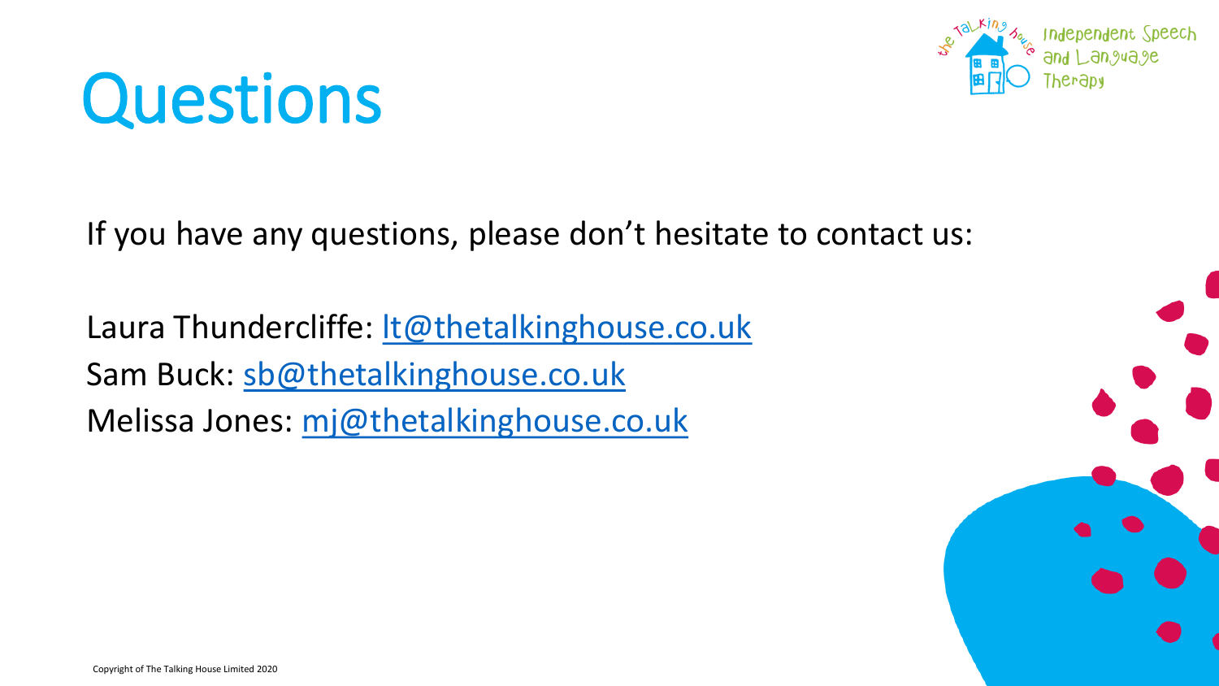# Questions

If you have any questions, please don't hesitate to contact us:

Laura Thundercliffe: lt@thetalkinghouse.co.uk
Sam Buck: sb@thetalkinghouse.co.uk
Melissa Jones: mj@thetalkinghouse.co.uk

Copyright of The Talking House Limited 2020